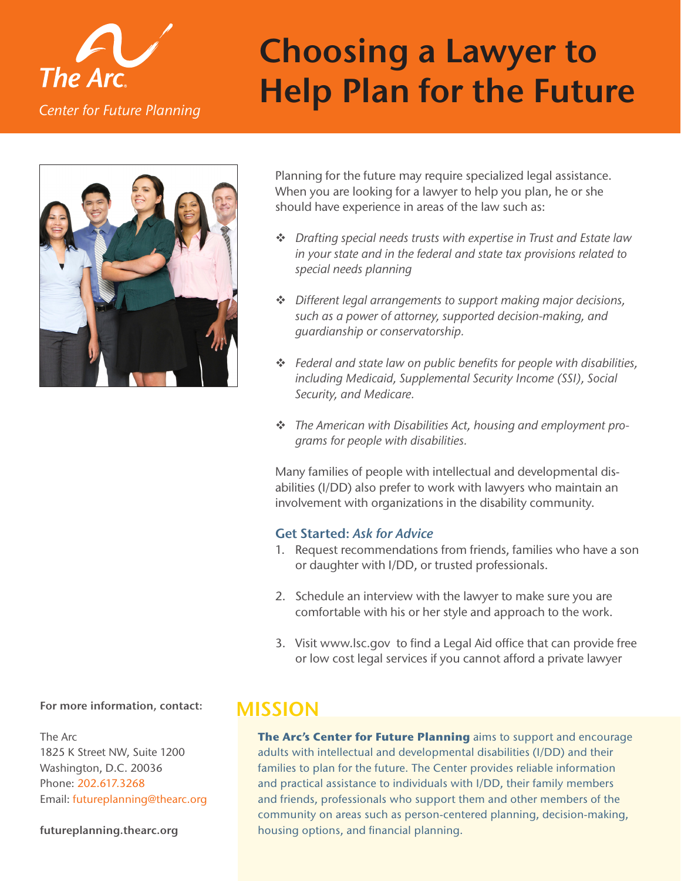The Arc

Center for Future Planning

# Choosing a Lawyer to Help Plan for the Future

Planning for the future may require specialized legal assistance. When you are looking for a lawyer to help you plan, he or she should have experience in areas of the law such as:

- *Drafting special needs trusts with expertise in Trust and Estate law in your state and in the federal and state tax provisions related to special needs planning*
- *Different legal arrangements to support making major decisions, such as a power of attorney, supported decision-making, and guardianship or conservatorship.*
- *Federal and state law on public benefits for people with disabilities, including Medicaid, Supplemental Security Income (SSI), Social Security, and Medicare.*
- *The American with Disabilities Act, housing and employment programs for people with disabilities.*

Many families of people with intellectual and developmental disabilities (I/DD) also prefer to work with lawyers who maintain an involvement with organizations in the disability community.

### Get Started: *Ask for Advice*

1. Request recommendations from friends, families who have a son or daughter with I/DD, or trusted professionals.
2. Schedule an interview with the lawyer to make sure you are comfortable with his or her style and approach to the work.
3. Visit www.lsc.gov to find a Legal Aid office that can provide free or low cost legal services if you cannot afford a private lawyer

## MISSION

**The Arc's Center for Future Planning** aims to support and encourage adults with intellectual and developmental disabilities (I/DD) and their families to plan for the future. The Center provides reliable information and practical assistance to individuals with I/DD, their family members and friends, professionals who support them and other members of the community on areas such as person-centered planning, decision-making, housing options, and financial planning.

**For more information, contact:**

The Arc
1825 K Street NW, Suite 1200
Washington, D.C. 20036
Phone: 202.617.3268
Email: futureplanning@thearc.org

**futureplanning.thearc.org**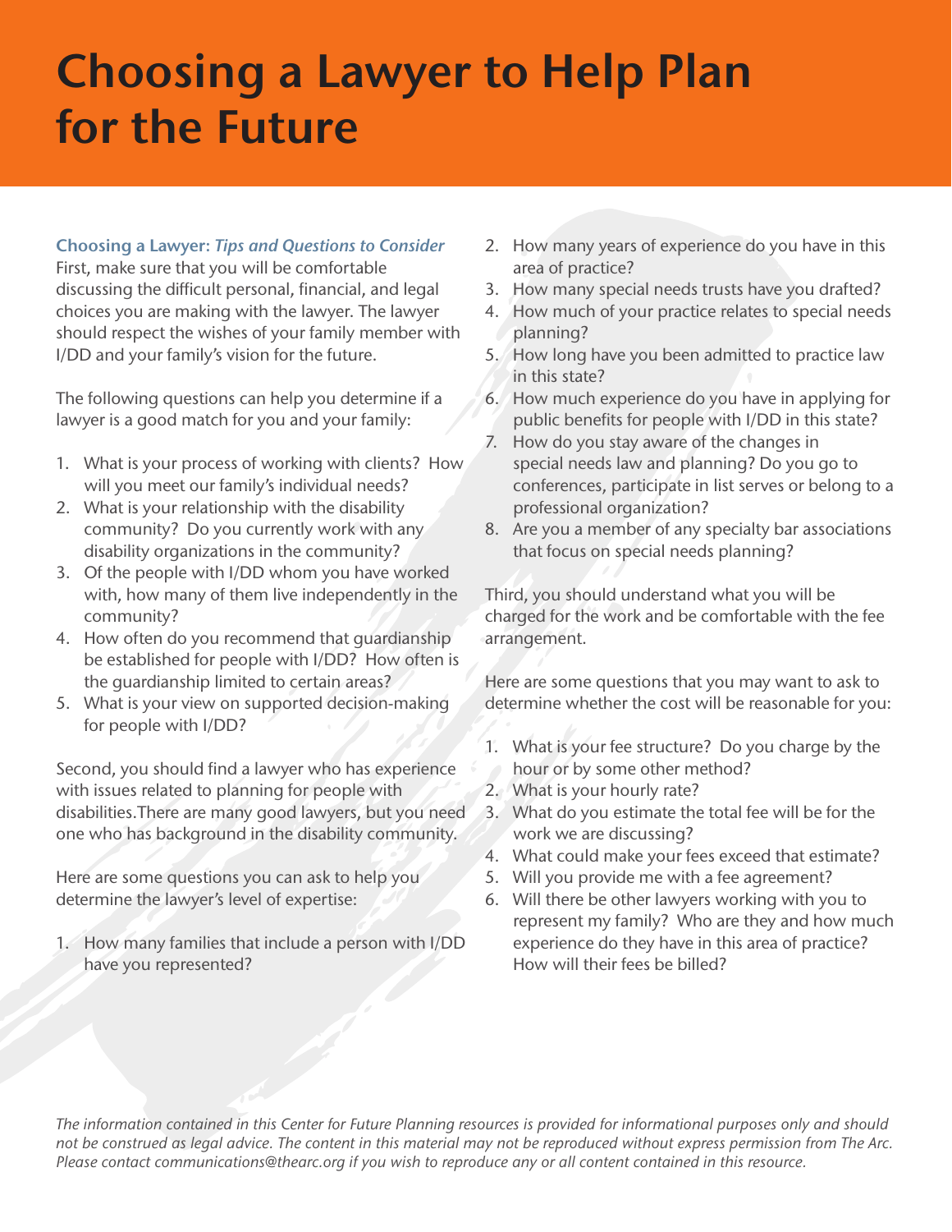# Choosing a Lawyer to Help Plan for the Future

**Choosing a Lawyer:** ***Tips and Questions to Consider***

First, make sure that you will be comfortable discussing the difficult personal, financial, and legal choices you are making with the lawyer. The lawyer should respect the wishes of your family member with I/DD and your family's vision for the future.

The following questions can help you determine if a lawyer is a good match for you and your family:

1. What is your process of working with clients? How will you meet our family's individual needs?
2. What is your relationship with the disability community? Do you currently work with any disability organizations in the community?
3. Of the people with I/DD whom you have worked with, how many of them live independently in the community?
4. How often do you recommend that guardianship be established for people with I/DD? How often is the guardianship limited to certain areas?
5. What is your view on supported decision-making for people with I/DD?

Second, you should find a lawyer who has experience with issues related to planning for people with disabilities.There are many good lawyers, but you need one who has background in the disability community.

Here are some questions you can ask to help you determine the lawyer's level of expertise:

1. How many families that include a person with I/DD have you represented?
2. How many years of experience do you have in this area of practice?
3. How many special needs trusts have you drafted?
4. How much of your practice relates to special needs planning?
5. How long have you been admitted to practice law in this state?
6. How much experience do you have in applying for public benefits for people with I/DD in this state?
7. How do you stay aware of the changes in special needs law and planning? Do you go to conferences, participate in list serves or belong to a professional organization?
8. Are you a member of any specialty bar associations that focus on special needs planning?

Third, you should understand what you will be charged for the work and be comfortable with the fee arrangement.

Here are some questions that you may want to ask to determine whether the cost will be reasonable for you:

1. What is your fee structure? Do you charge by the hour or by some other method?
2. What is your hourly rate?
3. What do you estimate the total fee will be for the work we are discussing?
4. What could make your fees exceed that estimate?
5. Will you provide me with a fee agreement?
6. Will there be other lawyers working with you to represent my family? Who are they and how much experience do they have in this area of practice? How will their fees be billed?

*The information contained in this Center for Future Planning resources is provided for informational purposes only and should not be construed as legal advice. The content in this material may not be reproduced without express permission from The Arc. Please contact communications@thearc.org if you wish to reproduce any or all content contained in this resource.*